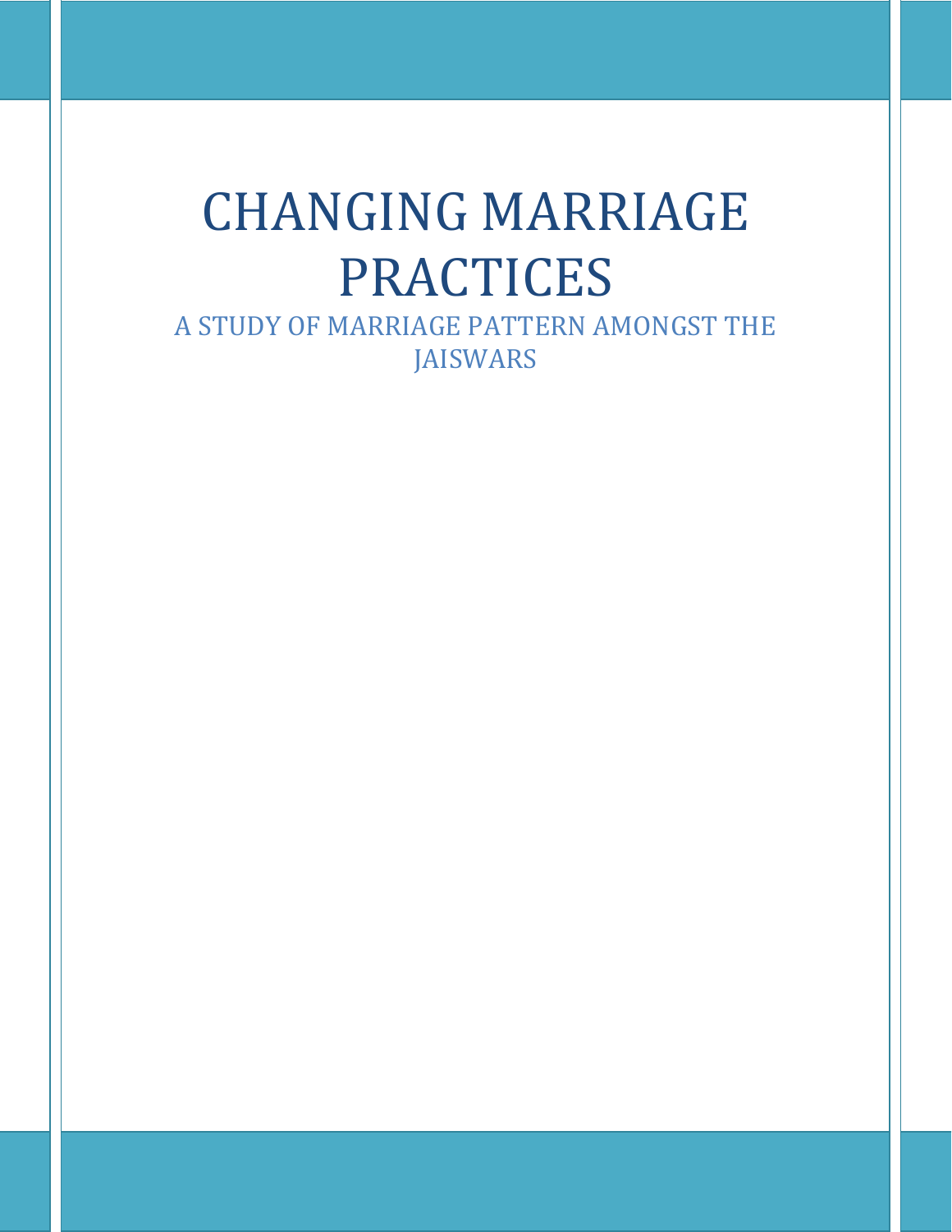# CHANGING MARRIAGE PRACTICES

## A STUDY OF MARRIAGE PATTERN AMONGST THE JAISWARS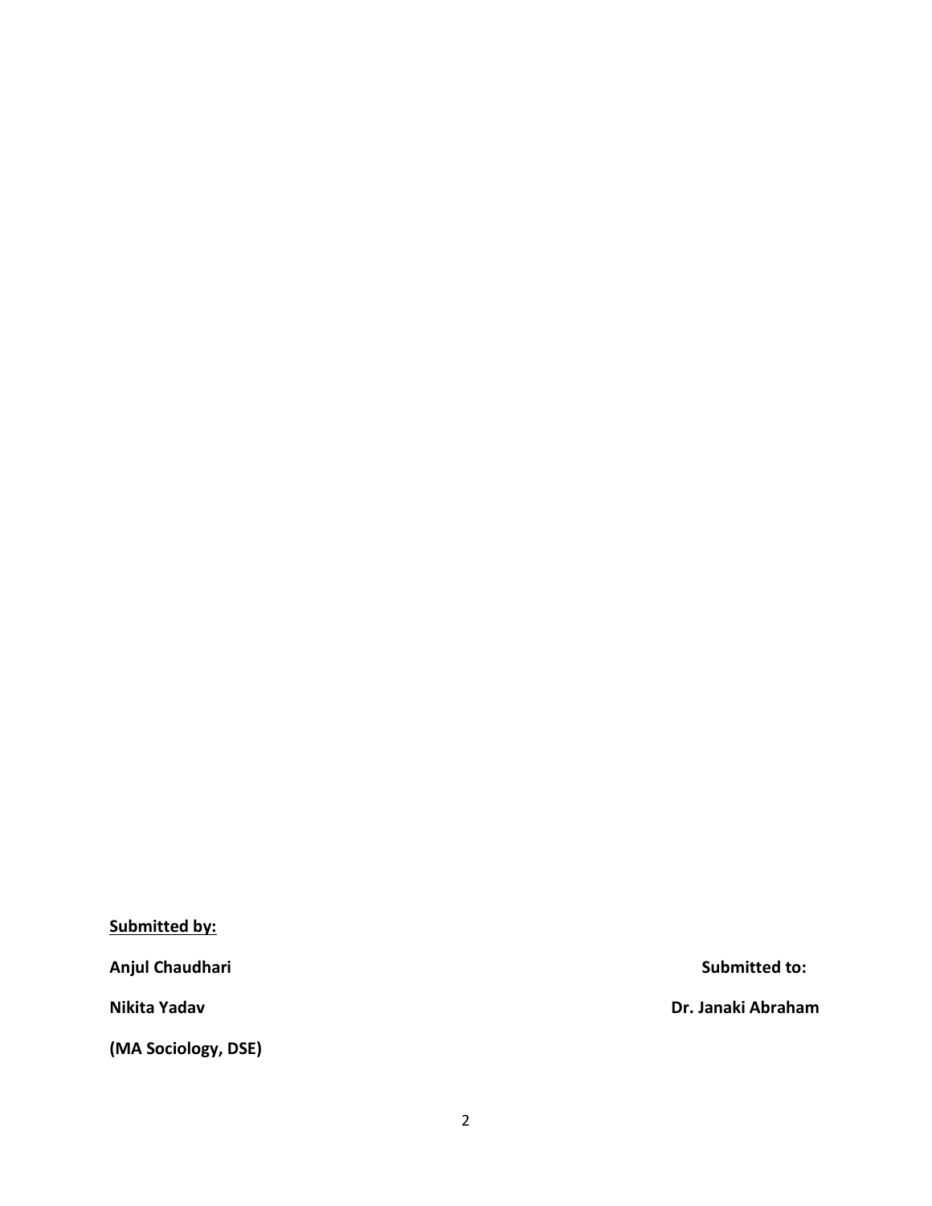**Submitted by:**

**Anjul Chaudhari**

**Nikita Yadav**

**(MA Sociology, DSE)**

**Submitted to:**

**Dr. Janaki Abraham**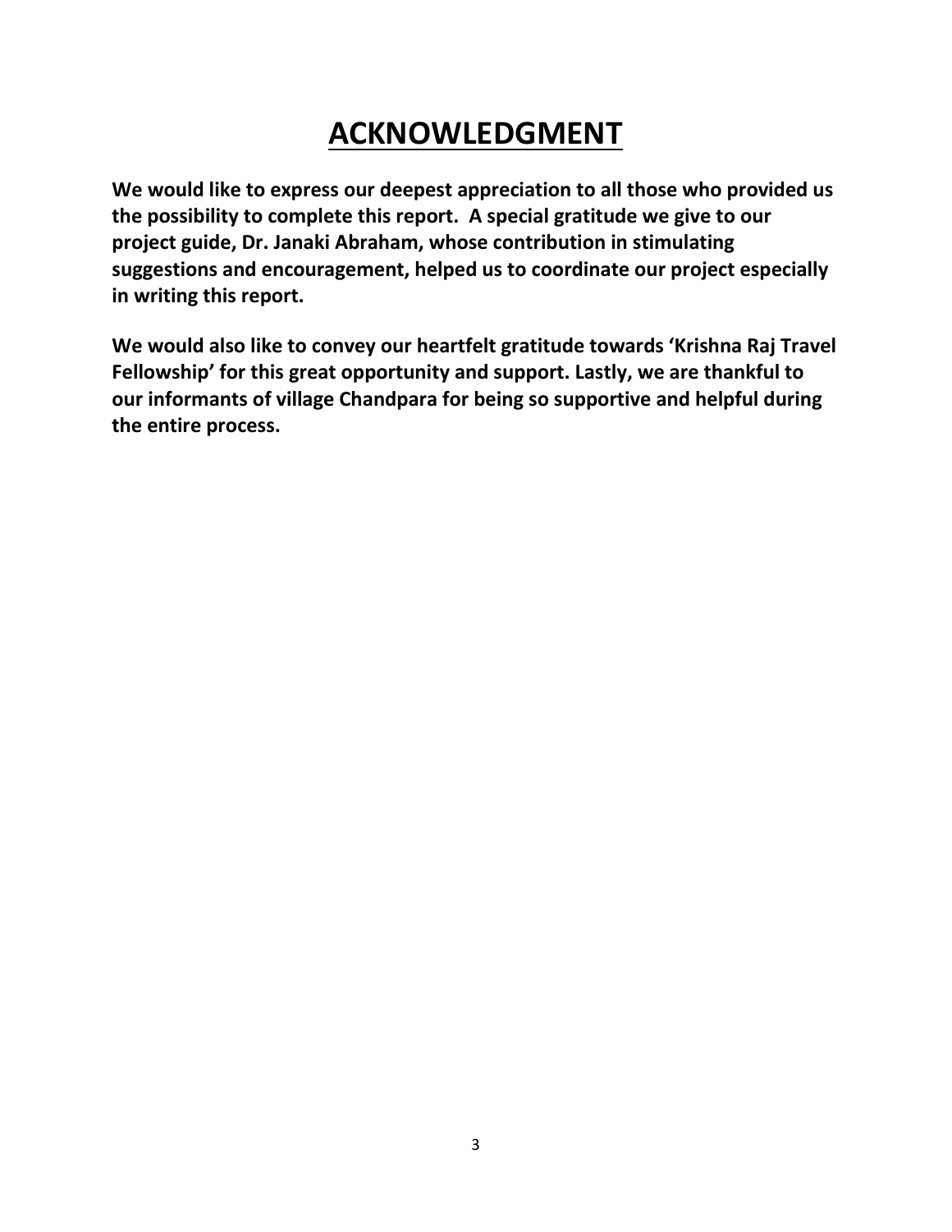# ACKNOWLEDGMENT

**We would like to express our deepest appreciation to all those who provided us the possibility to complete this report. A special gratitude we give to our project guide, Dr. Janaki Abraham, whose contribution in stimulating suggestions and encouragement, helped us to coordinate our project especially in writing this report.**

**We would also like to convey our heartfelt gratitude towards 'Krishna Raj Travel Fellowship' for this great opportunity and support. Lastly, we are thankful to our informants of village Chandpara for being so supportive and helpful during the entire process.**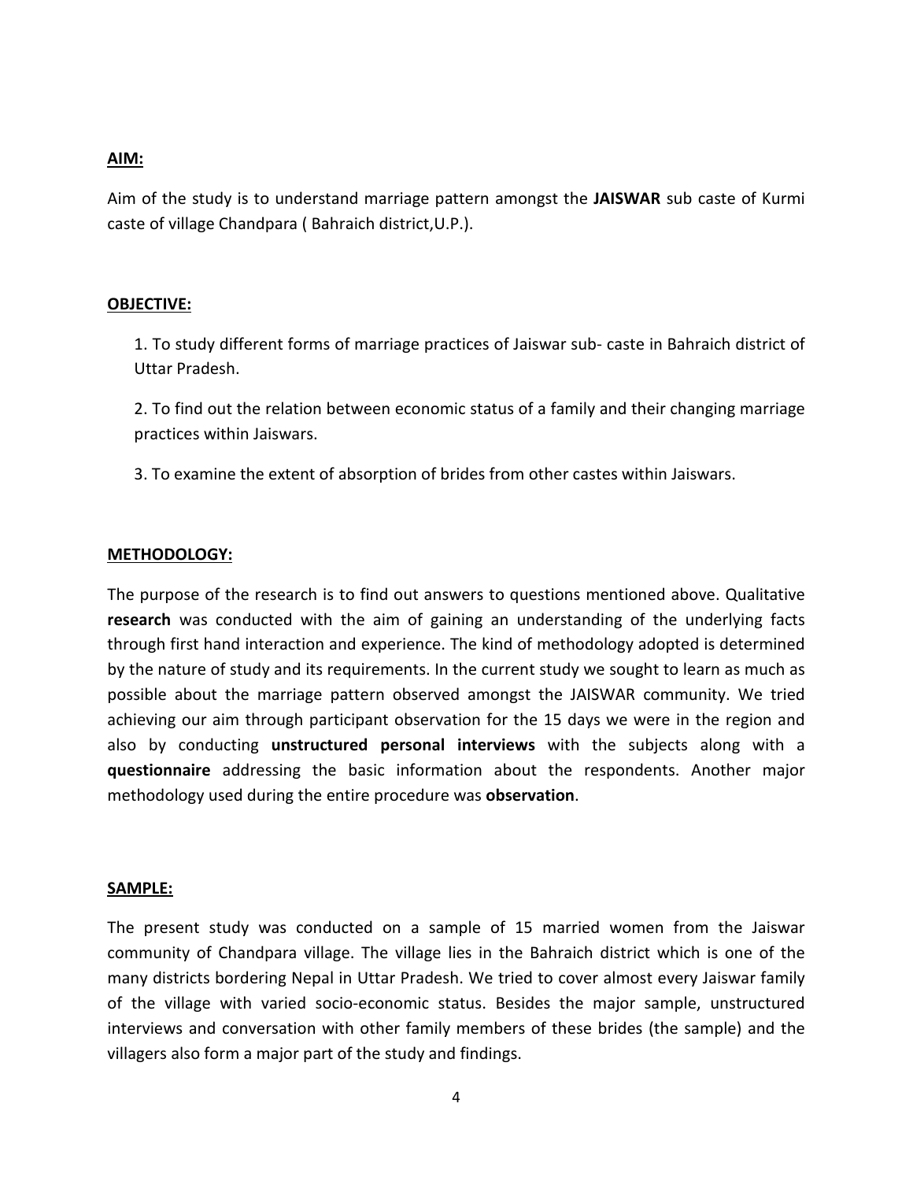## AIM:

Aim of the study is to understand marriage pattern amongst the **JAISWAR** sub caste of Kurmi caste of village Chandpara ( Bahraich district,U.P.).

## OBJECTIVE:

1. To study different forms of marriage practices of Jaiswar sub- caste in Bahraich district of Uttar Pradesh.

2. To find out the relation between economic status of a family and their changing marriage practices within Jaiswars.

3. To examine the extent of absorption of brides from other castes within Jaiswars.

## METHODOLOGY:

The purpose of the research is to find out answers to questions mentioned above. Qualitative **research** was conducted with the aim of gaining an understanding of the underlying facts through first hand interaction and experience. The kind of methodology adopted is determined by the nature of study and its requirements. In the current study we sought to learn as much as possible about the marriage pattern observed amongst the JAISWAR community. We tried achieving our aim through participant observation for the 15 days we were in the region and also by conducting **unstructured personal interviews** with the subjects along with a **questionnaire** addressing the basic information about the respondents. Another major methodology used during the entire procedure was **observation**.

## SAMPLE:

The present study was conducted on a sample of 15 married women from the Jaiswar community of Chandpara village. The village lies in the Bahraich district which is one of the many districts bordering Nepal in Uttar Pradesh. We tried to cover almost every Jaiswar family of the village with varied socio-economic status. Besides the major sample, unstructured interviews and conversation with other family members of these brides (the sample) and the villagers also form a major part of the study and findings.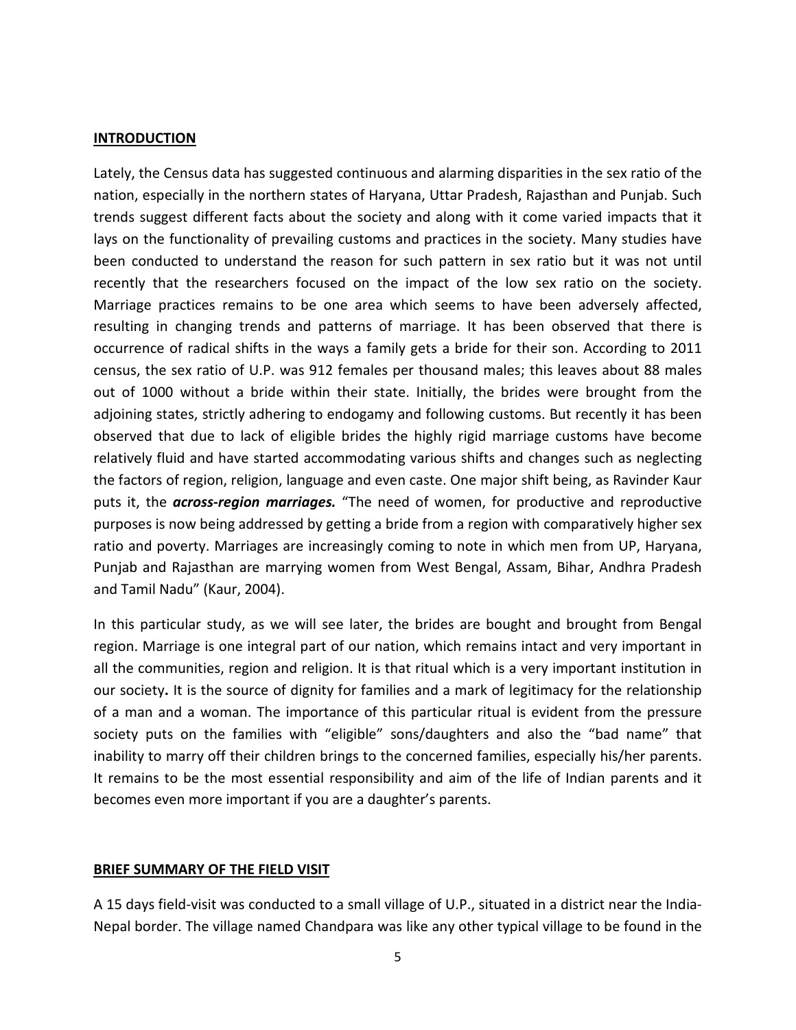## **INTRODUCTION**

Lately, the Census data has suggested continuous and alarming disparities in the sex ratio of the nation, especially in the northern states of Haryana, Uttar Pradesh, Rajasthan and Punjab. Such trends suggest different facts about the society and along with it come varied impacts that it lays on the functionality of prevailing customs and practices in the society. Many studies have been conducted to understand the reason for such pattern in sex ratio but it was not until recently that the researchers focused on the impact of the low sex ratio on the society. Marriage practices remains to be one area which seems to have been adversely affected, resulting in changing trends and patterns of marriage. It has been observed that there is occurrence of radical shifts in the ways a family gets a bride for their son. According to 2011 census, the sex ratio of U.P. was 912 females per thousand males; this leaves about 88 males out of 1000 without a bride within their state. Initially, the brides were brought from the adjoining states, strictly adhering to endogamy and following customs. But recently it has been observed that due to lack of eligible brides the highly rigid marriage customs have become relatively fluid and have started accommodating various shifts and changes such as neglecting the factors of region, religion, language and even caste. One major shift being, as Ravinder Kaur puts it, the ***across-region marriages.*** "The need of women, for productive and reproductive purposes is now being addressed by getting a bride from a region with comparatively higher sex ratio and poverty. Marriages are increasingly coming to note in which men from UP, Haryana, Punjab and Rajasthan are marrying women from West Bengal, Assam, Bihar, Andhra Pradesh and Tamil Nadu" (Kaur, 2004).

In this particular study, as we will see later, the brides are bought and brought from Bengal region. Marriage is one integral part of our nation, which remains intact and very important in all the communities, region and religion. It is that ritual which is a very important institution in our society**.** It is the source of dignity for families and a mark of legitimacy for the relationship of a man and a woman. The importance of this particular ritual is evident from the pressure society puts on the families with "eligible" sons/daughters and also the "bad name" that inability to marry off their children brings to the concerned families, especially his/her parents. It remains to be the most essential responsibility and aim of the life of Indian parents and it becomes even more important if you are a daughter's parents.

## **BRIEF SUMMARY OF THE FIELD VISIT**

A 15 days field-visit was conducted to a small village of U.P., situated in a district near the India-Nepal border. The village named Chandpara was like any other typical village to be found in the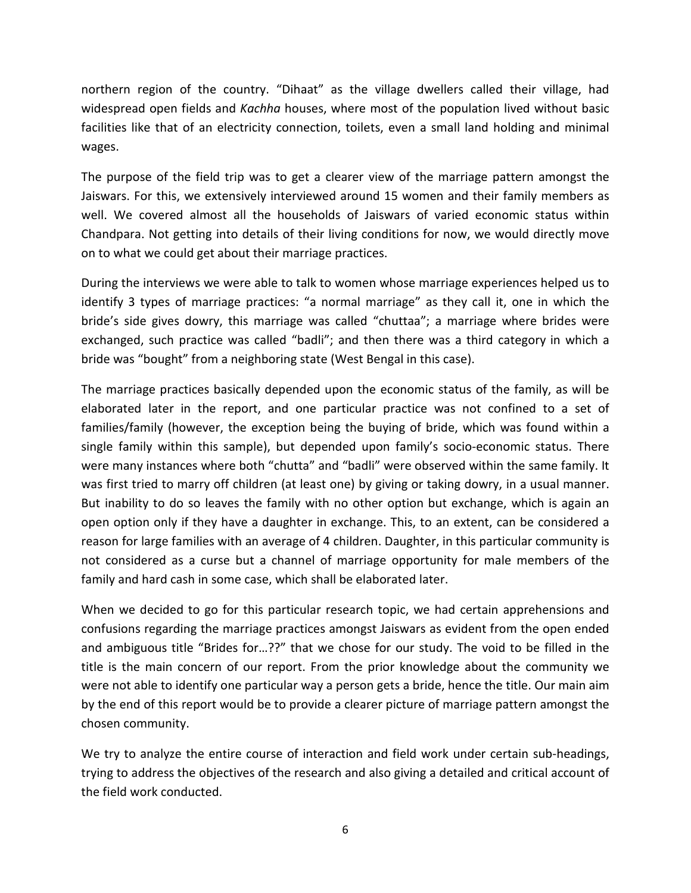northern region of the country. "Dihaat" as the village dwellers called their village, had widespread open fields and *Kachha* houses, where most of the population lived without basic facilities like that of an electricity connection, toilets, even a small land holding and minimal wages.

The purpose of the field trip was to get a clearer view of the marriage pattern amongst the Jaiswars. For this, we extensively interviewed around 15 women and their family members as well. We covered almost all the households of Jaiswars of varied economic status within Chandpara. Not getting into details of their living conditions for now, we would directly move on to what we could get about their marriage practices.

During the interviews we were able to talk to women whose marriage experiences helped us to identify 3 types of marriage practices: "a normal marriage" as they call it, one in which the bride's side gives dowry, this marriage was called "chuttaa"; a marriage where brides were exchanged, such practice was called "badli"; and then there was a third category in which a bride was "bought" from a neighboring state (West Bengal in this case).

The marriage practices basically depended upon the economic status of the family, as will be elaborated later in the report, and one particular practice was not confined to a set of families/family (however, the exception being the buying of bride, which was found within a single family within this sample), but depended upon family's socio-economic status. There were many instances where both "chutta" and "badli" were observed within the same family. It was first tried to marry off children (at least one) by giving or taking dowry, in a usual manner. But inability to do so leaves the family with no other option but exchange, which is again an open option only if they have a daughter in exchange. This, to an extent, can be considered a reason for large families with an average of 4 children. Daughter, in this particular community is not considered as a curse but a channel of marriage opportunity for male members of the family and hard cash in some case, which shall be elaborated later.

When we decided to go for this particular research topic, we had certain apprehensions and confusions regarding the marriage practices amongst Jaiswars as evident from the open ended and ambiguous title "Brides for…??" that we chose for our study. The void to be filled in the title is the main concern of our report. From the prior knowledge about the community we were not able to identify one particular way a person gets a bride, hence the title. Our main aim by the end of this report would be to provide a clearer picture of marriage pattern amongst the chosen community.

We try to analyze the entire course of interaction and field work under certain sub-headings, trying to address the objectives of the research and also giving a detailed and critical account of the field work conducted.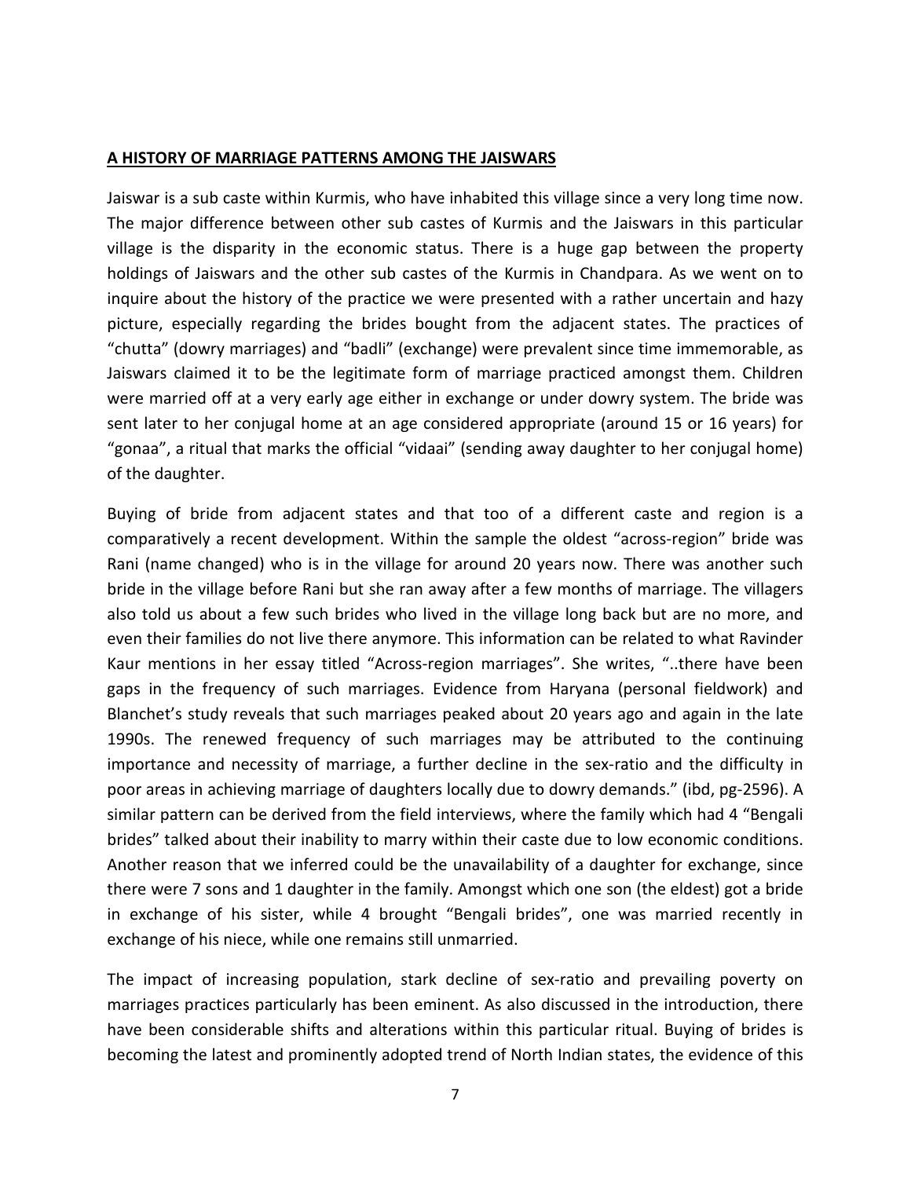## A HISTORY OF MARRIAGE PATTERNS AMONG THE JAISWARS

Jaiswar is a sub caste within Kurmis, who have inhabited this village since a very long time now. The major difference between other sub castes of Kurmis and the Jaiswars in this particular village is the disparity in the economic status. There is a huge gap between the property holdings of Jaiswars and the other sub castes of the Kurmis in Chandpara. As we went on to inquire about the history of the practice we were presented with a rather uncertain and hazy picture, especially regarding the brides bought from the adjacent states. The practices of "chutta" (dowry marriages) and "badli" (exchange) were prevalent since time immemorable, as Jaiswars claimed it to be the legitimate form of marriage practiced amongst them. Children were married off at a very early age either in exchange or under dowry system. The bride was sent later to her conjugal home at an age considered appropriate (around 15 or 16 years) for "gonaa", a ritual that marks the official "vidaai" (sending away daughter to her conjugal home) of the daughter.

Buying of bride from adjacent states and that too of a different caste and region is a comparatively a recent development. Within the sample the oldest "across-region" bride was Rani (name changed) who is in the village for around 20 years now. There was another such bride in the village before Rani but she ran away after a few months of marriage. The villagers also told us about a few such brides who lived in the village long back but are no more, and even their families do not live there anymore. This information can be related to what Ravinder Kaur mentions in her essay titled "Across-region marriages". She writes, "..there have been gaps in the frequency of such marriages. Evidence from Haryana (personal fieldwork) and Blanchet's study reveals that such marriages peaked about 20 years ago and again in the late 1990s. The renewed frequency of such marriages may be attributed to the continuing importance and necessity of marriage, a further decline in the sex-ratio and the difficulty in poor areas in achieving marriage of daughters locally due to dowry demands." (ibd, pg-2596). A similar pattern can be derived from the field interviews, where the family which had 4 "Bengali brides" talked about their inability to marry within their caste due to low economic conditions. Another reason that we inferred could be the unavailability of a daughter for exchange, since there were 7 sons and 1 daughter in the family. Amongst which one son (the eldest) got a bride in exchange of his sister, while 4 brought "Bengali brides", one was married recently in exchange of his niece, while one remains still unmarried.

The impact of increasing population, stark decline of sex-ratio and prevailing poverty on marriages practices particularly has been eminent. As also discussed in the introduction, there have been considerable shifts and alterations within this particular ritual. Buying of brides is becoming the latest and prominently adopted trend of North Indian states, the evidence of this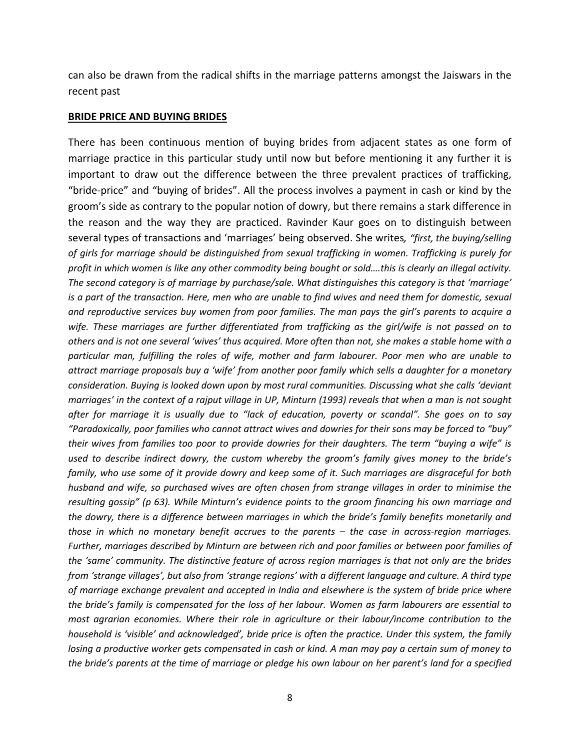can also be drawn from the radical shifts in the marriage patterns amongst the Jaiswars in the recent past

**BRIDE PRICE AND BUYING BRIDES**

There has been continuous mention of buying brides from adjacent states as one form of marriage practice in this particular study until now but before mentioning it any further it is important to draw out the difference between the three prevalent practices of trafficking, "bride-price" and "buying of brides". All the process involves a payment in cash or kind by the groom's side as contrary to the popular notion of dowry, but there remains a stark difference in the reason and the way they are practiced. Ravinder Kaur goes on to distinguish between several types of transactions and 'marriages' being observed. She writes*, "first, the buying/selling of girls for marriage should be distinguished from sexual trafficking in women. Trafficking is purely for profit in which women is like any other commodity being bought or sold….this is clearly an illegal activity. The second category is of marriage by purchase/sale. What distinguishes this category is that 'marriage' is a part of the transaction. Here, men who are unable to find wives and need them for domestic, sexual and reproductive services buy women from poor families. The man pays the girl's parents to acquire a wife. These marriages are further differentiated from trafficking as the girl/wife is not passed on to others and is not one several 'wives' thus acquired. More often than not, she makes a stable home with a particular man, fulfilling the roles of wife, mother and farm labourer. Poor men who are unable to attract marriage proposals buy a 'wife' from another poor family which sells a daughter for a monetary consideration. Buying is looked down upon by most rural communities. Discussing what she calls 'deviant marriages' in the context of a rajput village in UP, Minturn (1993) reveals that when a man is not sought after for marriage it is usually due to "lack of education, poverty or scandal". She goes on to say "Paradoxically, poor families who cannot attract wives and dowries for their sons may be forced to "buy" their wives from families too poor to provide dowries for their daughters. The term "buying a wife" is used to describe indirect dowry, the custom whereby the groom's family gives money to the bride's family, who use some of it provide dowry and keep some of it. Such marriages are disgraceful for both husband and wife, so purchased wives are often chosen from strange villages in order to minimise the resulting gossip" (p 63). While Minturn's evidence points to the groom financing his own marriage and the dowry, there is a difference between marriages in which the bride's family benefits monetarily and those in which no monetary benefit accrues to the parents – the case in across-region marriages. Further, marriages described by Minturn are between rich and poor families or between poor families of the 'same' community. The distinctive feature of across region marriages is that not only are the brides from 'strange villages', but also from 'strange regions' with a different language and culture. A third type of marriage exchange prevalent and accepted in India and elsewhere is the system of bride price where the bride's family is compensated for the loss of her labour. Women as farm labourers are essential to most agrarian economies. Where their role in agriculture or their labour/income contribution to the household is 'visible' and acknowledged', bride price is often the practice. Under this system, the family losing a productive worker gets compensated in cash or kind. A man may pay a certain sum of money to the bride's parents at the time of marriage or pledge his own labour on her parent's land for a specified*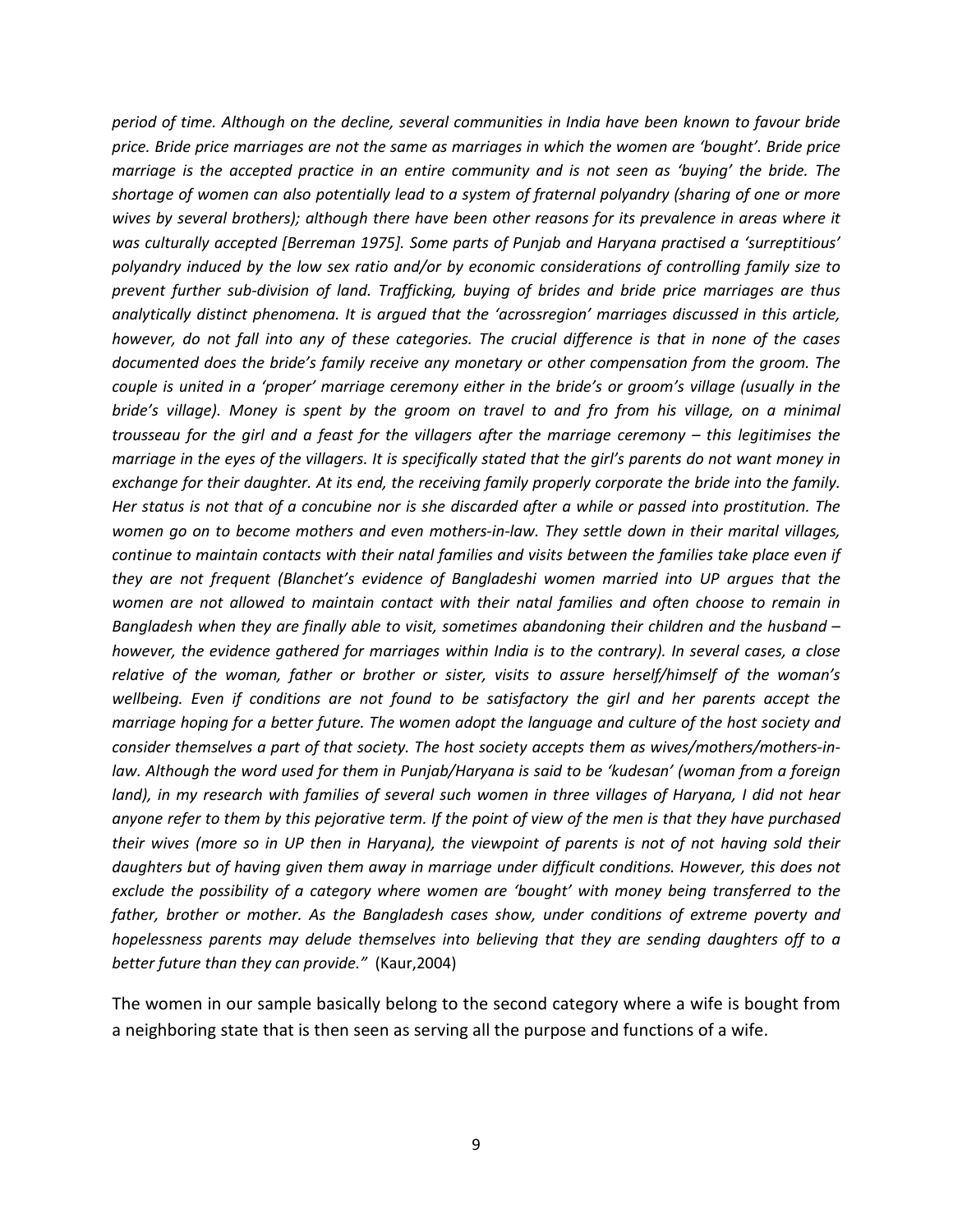*period of time. Although on the decline, several communities in India have been known to favour bride price. Bride price marriages are not the same as marriages in which the women are 'bought'. Bride price marriage is the accepted practice in an entire community and is not seen as 'buying' the bride. The shortage of women can also potentially lead to a system of fraternal polyandry (sharing of one or more wives by several brothers); although there have been other reasons for its prevalence in areas where it was culturally accepted [Berreman 1975]. Some parts of Punjab and Haryana practised a 'surreptitious' polyandry induced by the low sex ratio and/or by economic considerations of controlling family size to prevent further sub-division of land. Trafficking, buying of brides and bride price marriages are thus analytically distinct phenomena. It is argued that the 'acrossregion' marriages discussed in this article, however, do not fall into any of these categories. The crucial difference is that in none of the cases documented does the bride's family receive any monetary or other compensation from the groom. The couple is united in a 'proper' marriage ceremony either in the bride's or groom's village (usually in the bride's village). Money is spent by the groom on travel to and fro from his village, on a minimal trousseau for the girl and a feast for the villagers after the marriage ceremony – this legitimises the marriage in the eyes of the villagers. It is specifically stated that the girl's parents do not want money in exchange for their daughter. At its end, the receiving family properly corporate the bride into the family. Her status is not that of a concubine nor is she discarded after a while or passed into prostitution. The women go on to become mothers and even mothers-in-law. They settle down in their marital villages, continue to maintain contacts with their natal families and visits between the families take place even if they are not frequent (Blanchet's evidence of Bangladeshi women married into UP argues that the women are not allowed to maintain contact with their natal families and often choose to remain in Bangladesh when they are finally able to visit, sometimes abandoning their children and the husband – however, the evidence gathered for marriages within India is to the contrary). In several cases, a close relative of the woman, father or brother or sister, visits to assure herself/himself of the woman's wellbeing. Even if conditions are not found to be satisfactory the girl and her parents accept the marriage hoping for a better future. The women adopt the language and culture of the host society and consider themselves a part of that society. The host society accepts them as wives/mothers/mothers-in-law. Although the word used for them in Punjab/Haryana is said to be 'kudesan' (woman from a foreign land), in my research with families of several such women in three villages of Haryana, I did not hear anyone refer to them by this pejorative term. If the point of view of the men is that they have purchased their wives (more so in UP then in Haryana), the viewpoint of parents is not of not having sold their daughters but of having given them away in marriage under difficult conditions. However, this does not exclude the possibility of a category where women are 'bought' with money being transferred to the father, brother or mother. As the Bangladesh cases show, under conditions of extreme poverty and hopelessness parents may delude themselves into believing that they are sending daughters off to a better future than they can provide."* (Kaur,2004)

The women in our sample basically belong to the second category where a wife is bought from a neighboring state that is then seen as serving all the purpose and functions of a wife.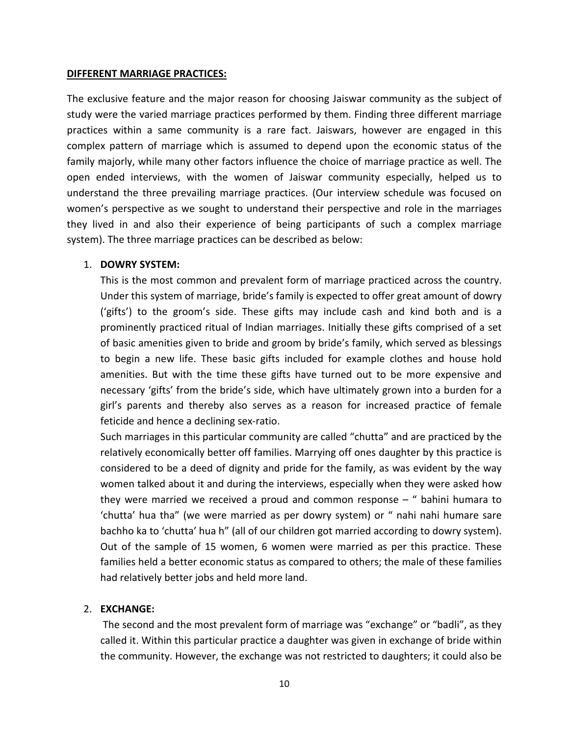**DIFFERENT MARRIAGE PRACTICES:**

The exclusive feature and the major reason for choosing Jaiswar community as the subject of study were the varied marriage practices performed by them. Finding three different marriage practices within a same community is a rare fact. Jaiswars, however are engaged in this complex pattern of marriage which is assumed to depend upon the economic status of the family majorly, while many other factors influence the choice of marriage practice as well. The open ended interviews, with the women of Jaiswar community especially, helped us to understand the three prevailing marriage practices. (Our interview schedule was focused on women's perspective as we sought to understand their perspective and role in the marriages they lived in and also their experience of being participants of such a complex marriage system). The three marriage practices can be described as below:

1. **DOWRY SYSTEM:**
   This is the most common and prevalent form of marriage practiced across the country. Under this system of marriage, bride's family is expected to offer great amount of dowry ('gifts') to the groom's side. These gifts may include cash and kind both and is a prominently practiced ritual of Indian marriages. Initially these gifts comprised of a set of basic amenities given to bride and groom by bride's family, which served as blessings to begin a new life. These basic gifts included for example clothes and house hold amenities. But with the time these gifts have turned out to be more expensive and necessary 'gifts' from the bride's side, which have ultimately grown into a burden for a girl's parents and thereby also serves as a reason for increased practice of female feticide and hence a declining sex-ratio.
   Such marriages in this particular community are called "chutta" and are practiced by the relatively economically better off families. Marrying off ones daughter by this practice is considered to be a deed of dignity and pride for the family, as was evident by the way women talked about it and during the interviews, especially when they were asked how they were married we received a proud and common response – " bahini humara to 'chutta' hua tha" (we were married as per dowry system) or " nahi nahi humare sare bachho ka to 'chutta' hua h" (all of our children got married according to dowry system). Out of the sample of 15 women, 6 women were married as per this practice. These families held a better economic status as compared to others; the male of these families had relatively better jobs and held more land.

2. **EXCHANGE:**
   The second and the most prevalent form of marriage was "exchange" or "badli", as they called it. Within this particular practice a daughter was given in exchange of bride within the community. However, the exchange was not restricted to daughters; it could also be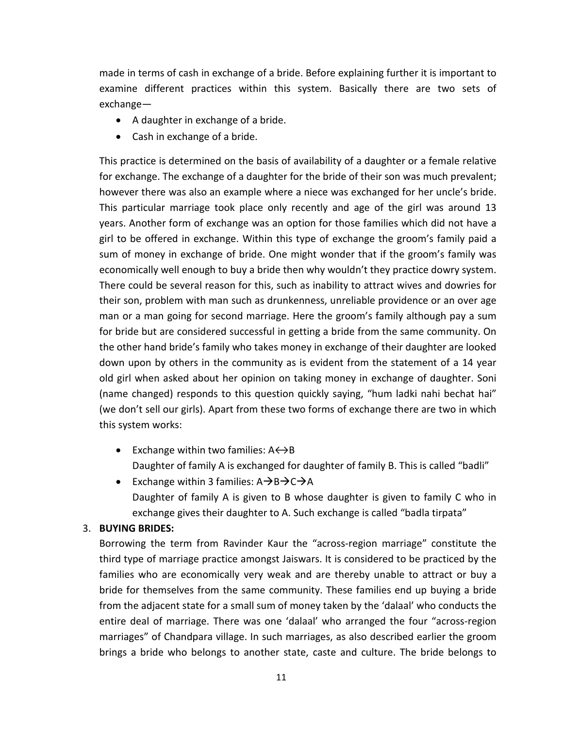made in terms of cash in exchange of a bride. Before explaining further it is important to examine different practices within this system. Basically there are two sets of exchange—

- A daughter in exchange of a bride.
- Cash in exchange of a bride.

This practice is determined on the basis of availability of a daughter or a female relative for exchange. The exchange of a daughter for the bride of their son was much prevalent; however there was also an example where a niece was exchanged for her uncle's bride. This particular marriage took place only recently and age of the girl was around 13 years. Another form of exchange was an option for those families which did not have a girl to be offered in exchange. Within this type of exchange the groom's family paid a sum of money in exchange of bride. One might wonder that if the groom's family was economically well enough to buy a bride then why wouldn't they practice dowry system. There could be several reason for this, such as inability to attract wives and dowries for their son, problem with man such as drunkenness, unreliable providence or an over age man or a man going for second marriage. Here the groom's family although pay a sum for bride but are considered successful in getting a bride from the same community. On the other hand bride's family who takes money in exchange of their daughter are looked down upon by others in the community as is evident from the statement of a 14 year old girl when asked about her opinion on taking money in exchange of daughter. Soni (name changed) responds to this question quickly saying, "hum ladki nahi bechat hai" (we don't sell our girls). Apart from these two forms of exchange there are two in which this system works:

- Exchange within two families: A↔B
  Daughter of family A is exchanged for daughter of family B. This is called "badli"
- Exchange within 3 families: A→B→C→A
  Daughter of family A is given to B whose daughter is given to family C who in exchange gives their daughter to A. Such exchange is called "badla tirpata"

3. **BUYING BRIDES:**
   Borrowing the term from Ravinder Kaur the "across-region marriage" constitute the third type of marriage practice amongst Jaiswars. It is considered to be practiced by the families who are economically very weak and are thereby unable to attract or buy a bride for themselves from the same community. These families end up buying a bride from the adjacent state for a small sum of money taken by the 'dalaal' who conducts the entire deal of marriage. There was one 'dalaal' who arranged the four "across-region marriages" of Chandpara village. In such marriages, as also described earlier the groom brings a bride who belongs to another state, caste and culture. The bride belongs to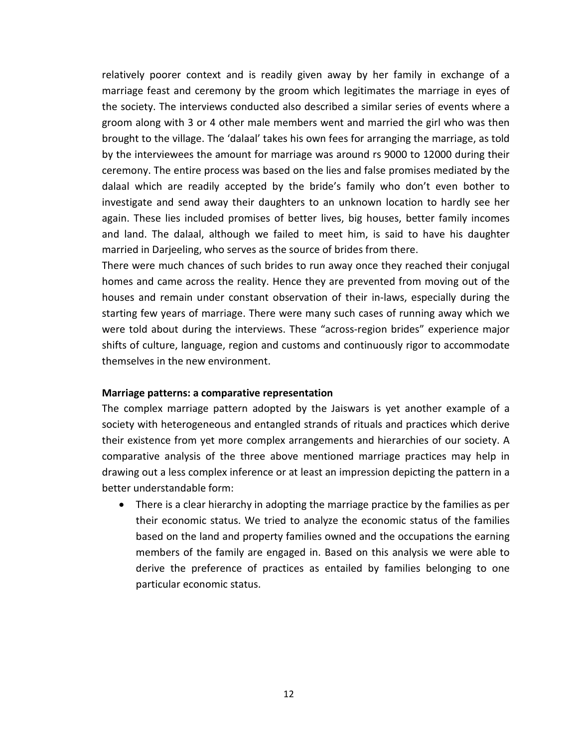relatively poorer context and is readily given away by her family in exchange of a marriage feast and ceremony by the groom which legitimates the marriage in eyes of the society. The interviews conducted also described a similar series of events where a groom along with 3 or 4 other male members went and married the girl who was then brought to the village. The 'dalaal' takes his own fees for arranging the marriage, as told by the interviewees the amount for marriage was around rs 9000 to 12000 during their ceremony. The entire process was based on the lies and false promises mediated by the dalaal which are readily accepted by the bride's family who don't even bother to investigate and send away their daughters to an unknown location to hardly see her again. These lies included promises of better lives, big houses, better family incomes and land. The dalaal, although we failed to meet him, is said to have his daughter married in Darjeeling, who serves as the source of brides from there.

There were much chances of such brides to run away once they reached their conjugal homes and came across the reality. Hence they are prevented from moving out of the houses and remain under constant observation of their in-laws, especially during the starting few years of marriage. There were many such cases of running away which we were told about during the interviews. These "across-region brides" experience major shifts of culture, language, region and customs and continuously rigor to accommodate themselves in the new environment.

**Marriage patterns: a comparative representation**

The complex marriage pattern adopted by the Jaiswars is yet another example of a society with heterogeneous and entangled strands of rituals and practices which derive their existence from yet more complex arrangements and hierarchies of our society. A comparative analysis of the three above mentioned marriage practices may help in drawing out a less complex inference or at least an impression depicting the pattern in a better understandable form:

- There is a clear hierarchy in adopting the marriage practice by the families as per their economic status. We tried to analyze the economic status of the families based on the land and property families owned and the occupations the earning members of the family are engaged in. Based on this analysis we were able to derive the preference of practices as entailed by families belonging to one particular economic status.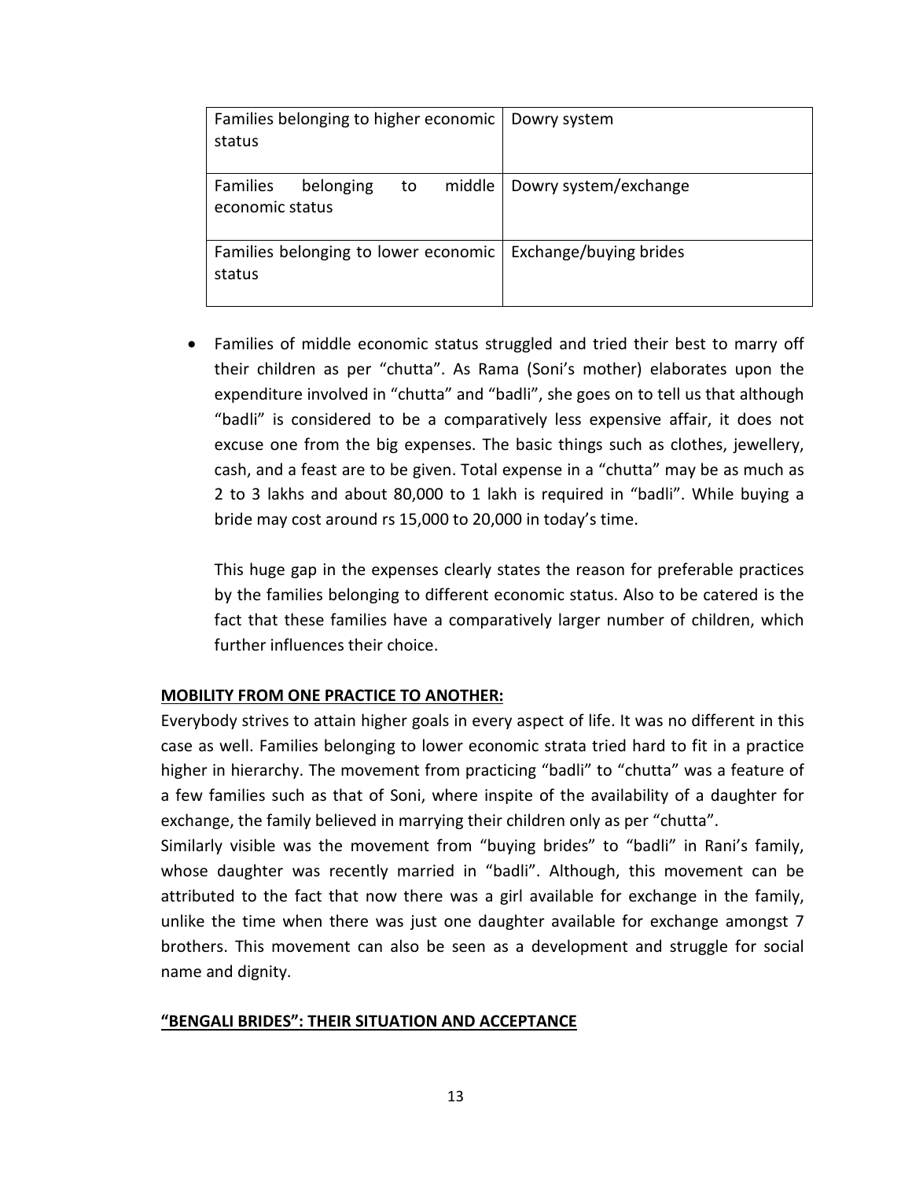| Families belonging to higher economic status | Dowry system |
|---|---|
| Families belonging to middle economic status | Dowry system/exchange |
| Families belonging to lower economic status | Exchange/buying brides |

- Families of middle economic status struggled and tried their best to marry off their children as per "chutta". As Rama (Soni's mother) elaborates upon the expenditure involved in "chutta" and "badli", she goes on to tell us that although "badli" is considered to be a comparatively less expensive affair, it does not excuse one from the big expenses. The basic things such as clothes, jewellery, cash, and a feast are to be given. Total expense in a "chutta" may be as much as 2 to 3 lakhs and about 80,000 to 1 lakh is required in "badli". While buying a bride may cost around rs 15,000 to 20,000 in today's time.

  This huge gap in the expenses clearly states the reason for preferable practices by the families belonging to different economic status. Also to be catered is the fact that these families have a comparatively larger number of children, which further influences their choice.

**MOBILITY FROM ONE PRACTICE TO ANOTHER:**

Everybody strives to attain higher goals in every aspect of life. It was no different in this case as well. Families belonging to lower economic strata tried hard to fit in a practice higher in hierarchy. The movement from practicing "badli" to "chutta" was a feature of a few families such as that of Soni, where inspite of the availability of a daughter for exchange, the family believed in marrying their children only as per "chutta".

Similarly visible was the movement from "buying brides" to "badli" in Rani's family, whose daughter was recently married in "badli". Although, this movement can be attributed to the fact that now there was a girl available for exchange in the family, unlike the time when there was just one daughter available for exchange amongst 7 brothers. This movement can also be seen as a development and struggle for social name and dignity.

**"BENGALI BRIDES": THEIR SITUATION AND ACCEPTANCE**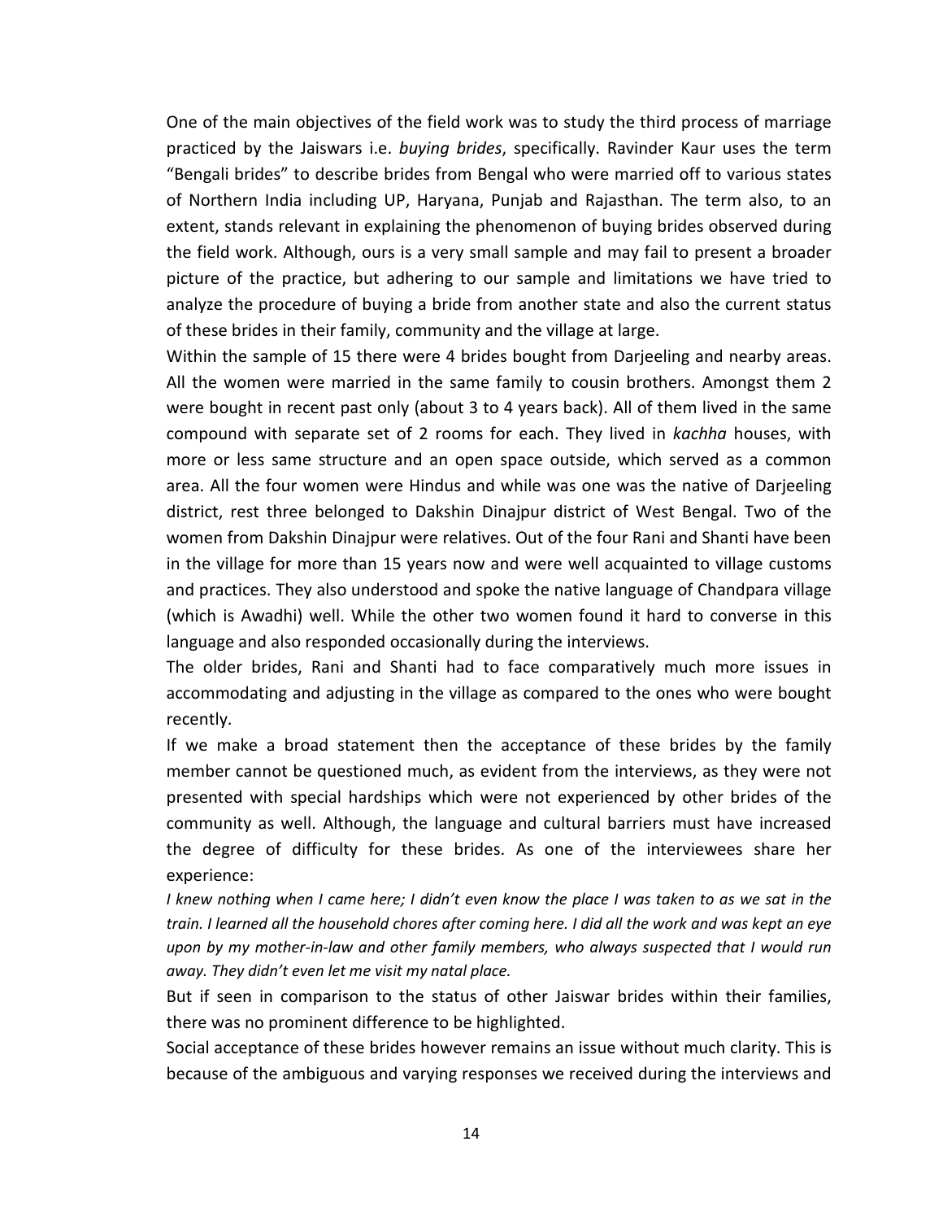One of the main objectives of the field work was to study the third process of marriage practiced by the Jaiswars i.e. *buying brides*, specifically. Ravinder Kaur uses the term "Bengali brides" to describe brides from Bengal who were married off to various states of Northern India including UP, Haryana, Punjab and Rajasthan. The term also, to an extent, stands relevant in explaining the phenomenon of buying brides observed during the field work. Although, ours is a very small sample and may fail to present a broader picture of the practice, but adhering to our sample and limitations we have tried to analyze the procedure of buying a bride from another state and also the current status of these brides in their family, community and the village at large.

Within the sample of 15 there were 4 brides bought from Darjeeling and nearby areas. All the women were married in the same family to cousin brothers. Amongst them 2 were bought in recent past only (about 3 to 4 years back). All of them lived in the same compound with separate set of 2 rooms for each. They lived in *kachha* houses, with more or less same structure and an open space outside, which served as a common area. All the four women were Hindus and while was one was the native of Darjeeling district, rest three belonged to Dakshin Dinajpur district of West Bengal. Two of the women from Dakshin Dinajpur were relatives. Out of the four Rani and Shanti have been in the village for more than 15 years now and were well acquainted to village customs and practices. They also understood and spoke the native language of Chandpara village (which is Awadhi) well. While the other two women found it hard to converse in this language and also responded occasionally during the interviews.

The older brides, Rani and Shanti had to face comparatively much more issues in accommodating and adjusting in the village as compared to the ones who were bought recently.

If we make a broad statement then the acceptance of these brides by the family member cannot be questioned much, as evident from the interviews, as they were not presented with special hardships which were not experienced by other brides of the community as well. Although, the language and cultural barriers must have increased the degree of difficulty for these brides. As one of the interviewees share her experience:

*I knew nothing when I came here; I didn't even know the place I was taken to as we sat in the train. I learned all the household chores after coming here. I did all the work and was kept an eye upon by my mother-in-law and other family members, who always suspected that I would run away. They didn't even let me visit my natal place.*

But if seen in comparison to the status of other Jaiswar brides within their families, there was no prominent difference to be highlighted.

Social acceptance of these brides however remains an issue without much clarity. This is because of the ambiguous and varying responses we received during the interviews and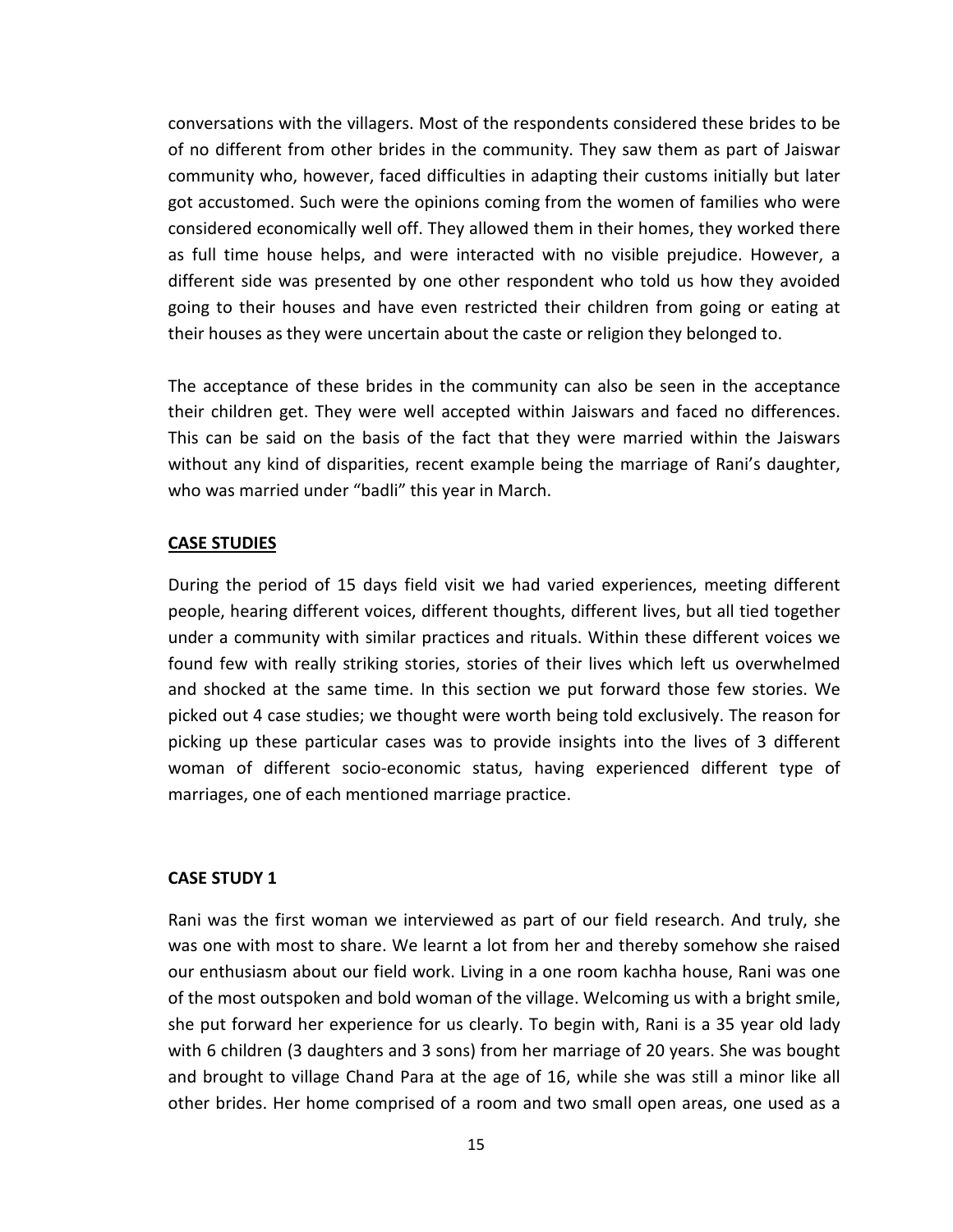conversations with the villagers. Most of the respondents considered these brides to be of no different from other brides in the community. They saw them as part of Jaiswar community who, however, faced difficulties in adapting their customs initially but later got accustomed. Such were the opinions coming from the women of families who were considered economically well off. They allowed them in their homes, they worked there as full time house helps, and were interacted with no visible prejudice. However, a different side was presented by one other respondent who told us how they avoided going to their houses and have even restricted their children from going or eating at their houses as they were uncertain about the caste or religion they belonged to.

The acceptance of these brides in the community can also be seen in the acceptance their children get. They were well accepted within Jaiswars and faced no differences. This can be said on the basis of the fact that they were married within the Jaiswars without any kind of disparities, recent example being the marriage of Rani's daughter, who was married under "badli" this year in March.

## CASE STUDIES

During the period of 15 days field visit we had varied experiences, meeting different people, hearing different voices, different thoughts, different lives, but all tied together under a community with similar practices and rituals. Within these different voices we found few with really striking stories, stories of their lives which left us overwhelmed and shocked at the same time. In this section we put forward those few stories. We picked out 4 case studies; we thought were worth being told exclusively. The reason for picking up these particular cases was to provide insights into the lives of 3 different woman of different socio-economic status, having experienced different type of marriages, one of each mentioned marriage practice.

### CASE STUDY 1

Rani was the first woman we interviewed as part of our field research. And truly, she was one with most to share. We learnt a lot from her and thereby somehow she raised our enthusiasm about our field work. Living in a one room kachha house, Rani was one of the most outspoken and bold woman of the village. Welcoming us with a bright smile, she put forward her experience for us clearly. To begin with, Rani is a 35 year old lady with 6 children (3 daughters and 3 sons) from her marriage of 20 years. She was bought and brought to village Chand Para at the age of 16, while she was still a minor like all other brides. Her home comprised of a room and two small open areas, one used as a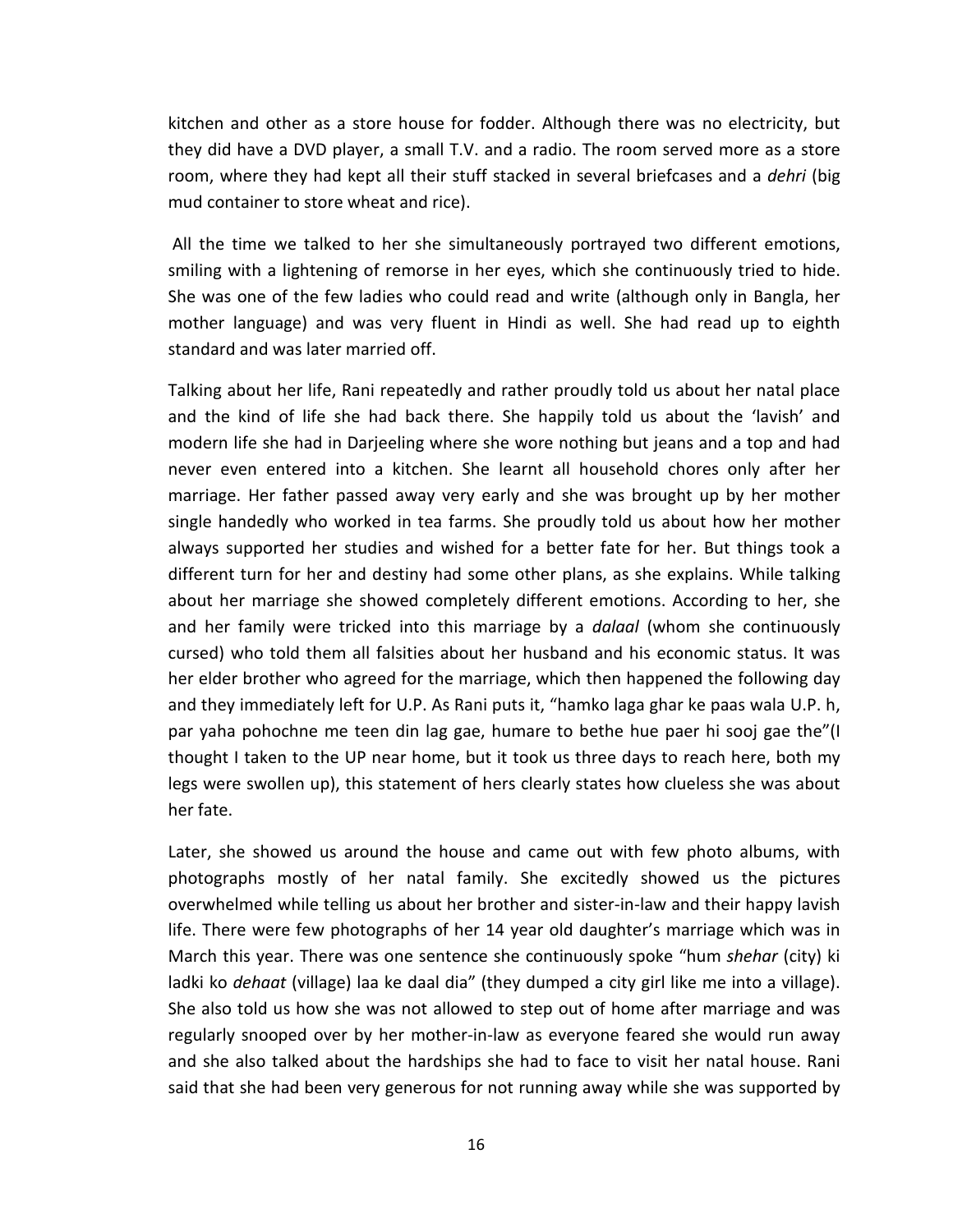kitchen and other as a store house for fodder. Although there was no electricity, but they did have a DVD player, a small T.V. and a radio. The room served more as a store room, where they had kept all their stuff stacked in several briefcases and a *dehri* (big mud container to store wheat and rice).

All the time we talked to her she simultaneously portrayed two different emotions, smiling with a lightening of remorse in her eyes, which she continuously tried to hide. She was one of the few ladies who could read and write (although only in Bangla, her mother language) and was very fluent in Hindi as well. She had read up to eighth standard and was later married off.

Talking about her life, Rani repeatedly and rather proudly told us about her natal place and the kind of life she had back there. She happily told us about the 'lavish' and modern life she had in Darjeeling where she wore nothing but jeans and a top and had never even entered into a kitchen. She learnt all household chores only after her marriage. Her father passed away very early and she was brought up by her mother single handedly who worked in tea farms. She proudly told us about how her mother always supported her studies and wished for a better fate for her. But things took a different turn for her and destiny had some other plans, as she explains. While talking about her marriage she showed completely different emotions. According to her, she and her family were tricked into this marriage by a *dalaal* (whom she continuously cursed) who told them all falsities about her husband and his economic status. It was her elder brother who agreed for the marriage, which then happened the following day and they immediately left for U.P. As Rani puts it, "hamko laga ghar ke paas wala U.P. h, par yaha pohochne me teen din lag gae, humare to bethe hue paer hi sooj gae the"(I thought I taken to the UP near home, but it took us three days to reach here, both my legs were swollen up), this statement of hers clearly states how clueless she was about her fate.

Later, she showed us around the house and came out with few photo albums, with photographs mostly of her natal family. She excitedly showed us the pictures overwhelmed while telling us about her brother and sister-in-law and their happy lavish life. There were few photographs of her 14 year old daughter's marriage which was in March this year. There was one sentence she continuously spoke "hum *shehar* (city) ki ladki ko *dehaat* (village) laa ke daal dia" (they dumped a city girl like me into a village). She also told us how she was not allowed to step out of home after marriage and was regularly snooped over by her mother-in-law as everyone feared she would run away and she also talked about the hardships she had to face to visit her natal house. Rani said that she had been very generous for not running away while she was supported by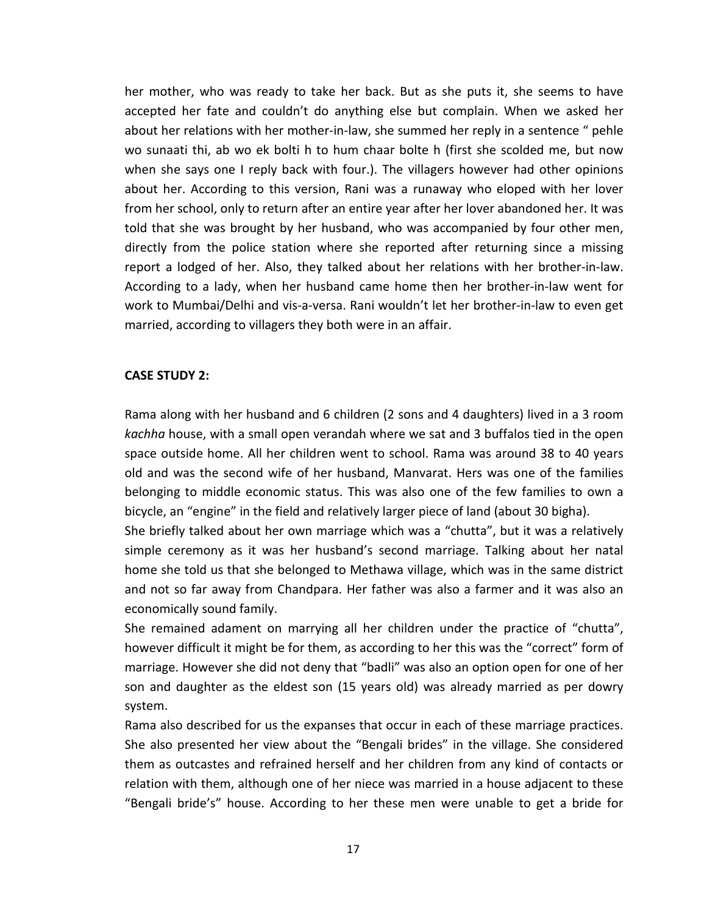her mother, who was ready to take her back. But as she puts it, she seems to have accepted her fate and couldn't do anything else but complain. When we asked her about her relations with her mother-in-law, she summed her reply in a sentence " pehle wo sunaati thi, ab wo ek bolti h to hum chaar bolte h (first she scolded me, but now when she says one I reply back with four.). The villagers however had other opinions about her. According to this version, Rani was a runaway who eloped with her lover from her school, only to return after an entire year after her lover abandoned her. It was told that she was brought by her husband, who was accompanied by four other men, directly from the police station where she reported after returning since a missing report a lodged of her. Also, they talked about her relations with her brother-in-law. According to a lady, when her husband came home then her brother-in-law went for work to Mumbai/Delhi and vis-a-versa. Rani wouldn't let her brother-in-law to even get married, according to villagers they both were in an affair.

**CASE STUDY 2:**

Rama along with her husband and 6 children (2 sons and 4 daughters) lived in a 3 room *kachha* house, with a small open verandah where we sat and 3 buffalos tied in the open space outside home. All her children went to school. Rama was around 38 to 40 years old and was the second wife of her husband, Manvarat. Hers was one of the families belonging to middle economic status. This was also one of the few families to own a bicycle, an "engine" in the field and relatively larger piece of land (about 30 bigha).

She briefly talked about her own marriage which was a "chutta", but it was a relatively simple ceremony as it was her husband's second marriage. Talking about her natal home she told us that she belonged to Methawa village, which was in the same district and not so far away from Chandpara. Her father was also a farmer and it was also an economically sound family.

She remained adament on marrying all her children under the practice of "chutta", however difficult it might be for them, as according to her this was the "correct" form of marriage. However she did not deny that "badli" was also an option open for one of her son and daughter as the eldest son (15 years old) was already married as per dowry system.

Rama also described for us the expanses that occur in each of these marriage practices. She also presented her view about the "Bengali brides" in the village. She considered them as outcastes and refrained herself and her children from any kind of contacts or relation with them, although one of her niece was married in a house adjacent to these "Bengali bride's" house. According to her these men were unable to get a bride for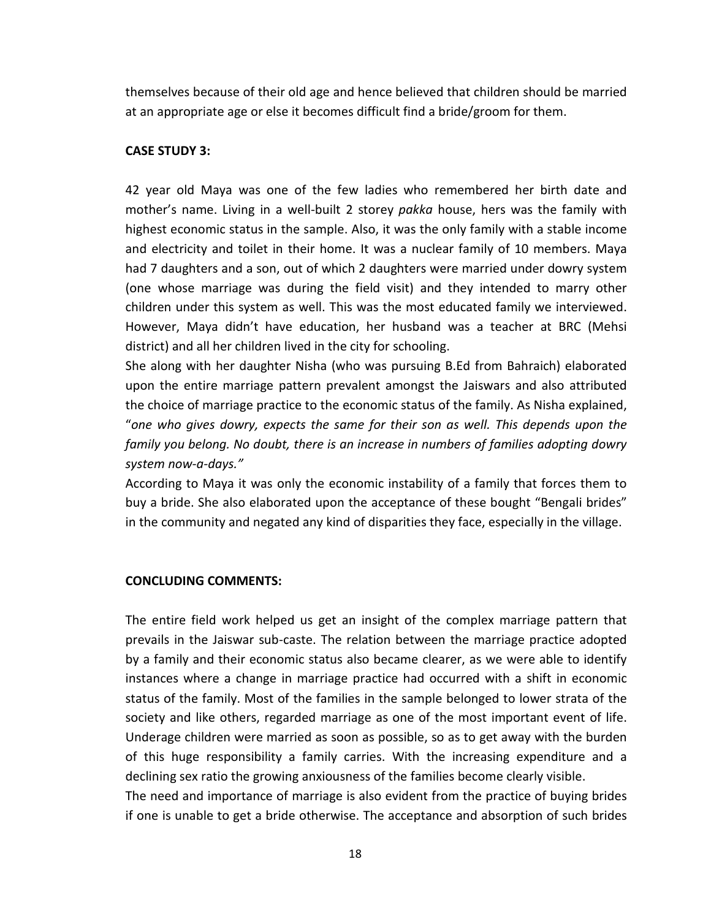themselves because of their old age and hence believed that children should be married at an appropriate age or else it becomes difficult find a bride/groom for them.

**CASE STUDY 3:**

42 year old Maya was one of the few ladies who remembered her birth date and mother's name. Living in a well-built 2 storey *pakka* house, hers was the family with highest economic status in the sample. Also, it was the only family with a stable income and electricity and toilet in their home. It was a nuclear family of 10 members. Maya had 7 daughters and a son, out of which 2 daughters were married under dowry system (one whose marriage was during the field visit) and they intended to marry other children under this system as well. This was the most educated family we interviewed. However, Maya didn't have education, her husband was a teacher at BRC (Mehsi district) and all her children lived in the city for schooling.

She along with her daughter Nisha (who was pursuing B.Ed from Bahraich) elaborated upon the entire marriage pattern prevalent amongst the Jaiswars and also attributed the choice of marriage practice to the economic status of the family. As Nisha explained, "*one who gives dowry, expects the same for their son as well. This depends upon the family you belong. No doubt, there is an increase in numbers of families adopting dowry system now-a-days."*

According to Maya it was only the economic instability of a family that forces them to buy a bride. She also elaborated upon the acceptance of these bought "Bengali brides" in the community and negated any kind of disparities they face, especially in the village.

**CONCLUDING COMMENTS:**

The entire field work helped us get an insight of the complex marriage pattern that prevails in the Jaiswar sub-caste. The relation between the marriage practice adopted by a family and their economic status also became clearer, as we were able to identify instances where a change in marriage practice had occurred with a shift in economic status of the family. Most of the families in the sample belonged to lower strata of the society and like others, regarded marriage as one of the most important event of life. Underage children were married as soon as possible, so as to get away with the burden of this huge responsibility a family carries. With the increasing expenditure and a declining sex ratio the growing anxiousness of the families become clearly visible.

The need and importance of marriage is also evident from the practice of buying brides if one is unable to get a bride otherwise. The acceptance and absorption of such brides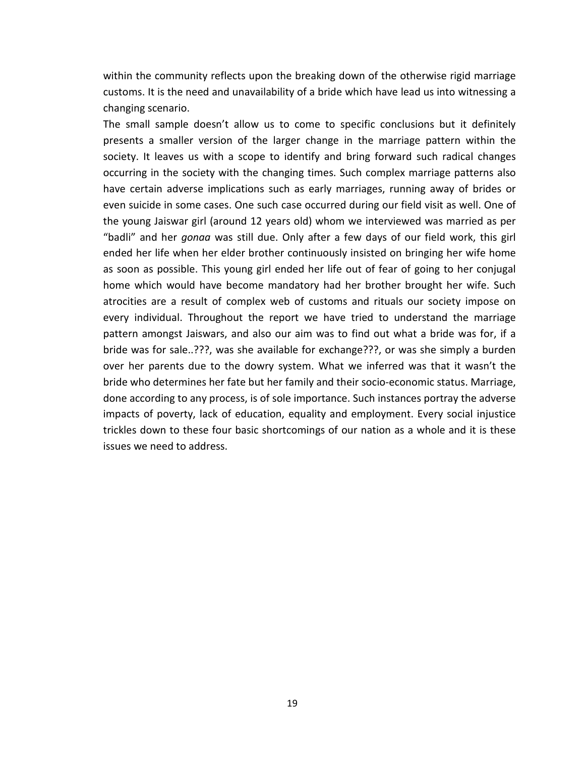within the community reflects upon the breaking down of the otherwise rigid marriage customs. It is the need and unavailability of a bride which have lead us into witnessing a changing scenario.

The small sample doesn't allow us to come to specific conclusions but it definitely presents a smaller version of the larger change in the marriage pattern within the society. It leaves us with a scope to identify and bring forward such radical changes occurring in the society with the changing times. Such complex marriage patterns also have certain adverse implications such as early marriages, running away of brides or even suicide in some cases. One such case occurred during our field visit as well. One of the young Jaiswar girl (around 12 years old) whom we interviewed was married as per "badli" and her *gonaa* was still due. Only after a few days of our field work, this girl ended her life when her elder brother continuously insisted on bringing her wife home as soon as possible. This young girl ended her life out of fear of going to her conjugal home which would have become mandatory had her brother brought her wife. Such atrocities are a result of complex web of customs and rituals our society impose on every individual. Throughout the report we have tried to understand the marriage pattern amongst Jaiswars, and also our aim was to find out what a bride was for, if a bride was for sale..???, was she available for exchange???, or was she simply a burden over her parents due to the dowry system. What we inferred was that it wasn't the bride who determines her fate but her family and their socio-economic status. Marriage, done according to any process, is of sole importance. Such instances portray the adverse impacts of poverty, lack of education, equality and employment. Every social injustice trickles down to these four basic shortcomings of our nation as a whole and it is these issues we need to address.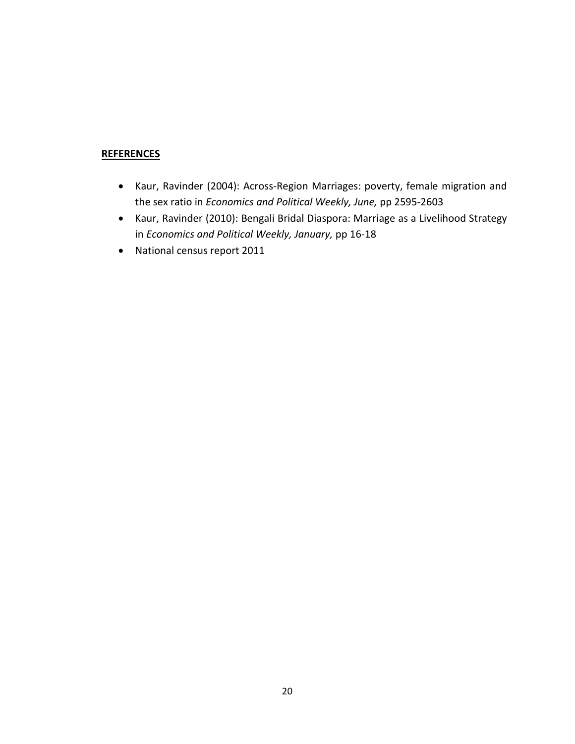## **REFERENCES**

- Kaur, Ravinder (2004): Across-Region Marriages: poverty, female migration and the sex ratio in *Economics and Political Weekly, June,* pp 2595-2603
- Kaur, Ravinder (2010): Bengali Bridal Diaspora: Marriage as a Livelihood Strategy in *Economics and Political Weekly, January,* pp 16-18
- National census report 2011